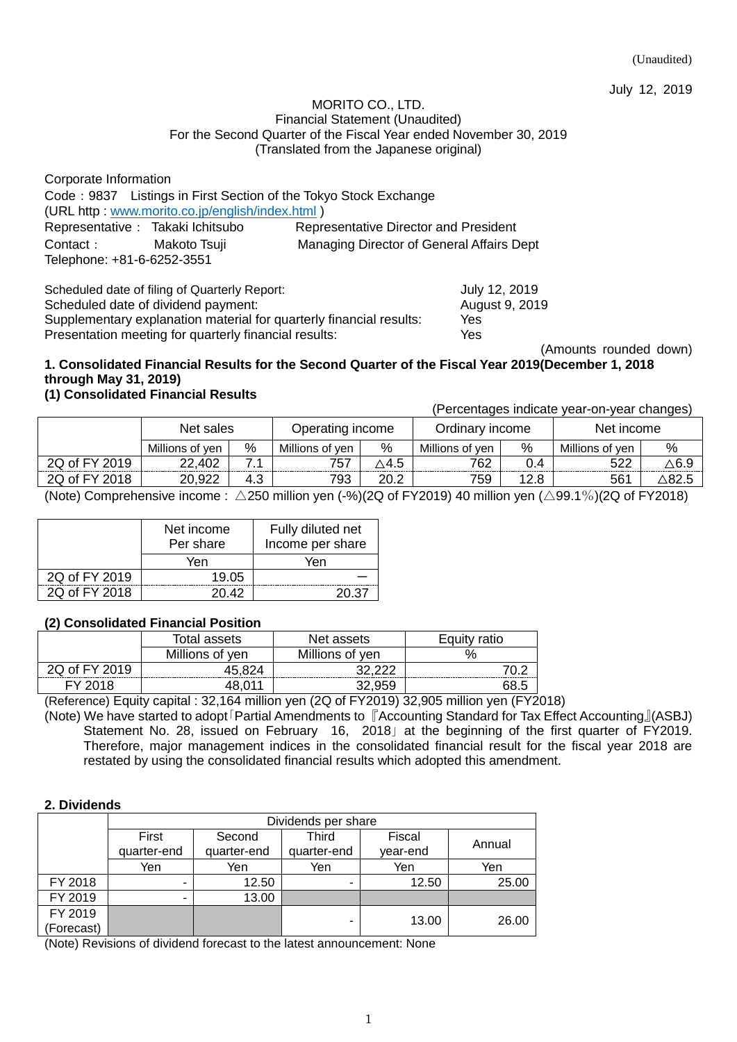(Unaudited)

July 12, 2019

MORITO CO., LTD.
Financial Statement (Unaudited)
For the Second Quarter of the Fiscal Year ended November 30, 2019
(Translated from the Japanese original)

Corporate Information
Code：9837 Listings in First Section of the Tokyo Stock Exchange
(URL http : www.morito.co.jp/english/index.html )
Representative： Takaki Ichitsubo Representative Director and President
Contact： Makoto Tsuji Managing Director of General Affairs Dept
Telephone: +81-6-6252-3551

Scheduled date of filing of Quarterly Report: July 12, 2019
Scheduled date of dividend payment: August 9, 2019
Supplementary explanation material for quarterly financial results: Yes
Presentation meeting for quarterly financial results: Yes

(Amounts rounded down)

### 1. Consolidated Financial Results for the Second Quarter of the Fiscal Year 2019(December 1, 2018 through May 31, 2019)

### (1) Consolidated Financial Results

(Percentages indicate year-on-year changes)

| | Net sales | | Operating income | | Ordinary income | | Net income | |
|---|---|---|---|---|---|---|---|---|
| | Millions of yen | % | Millions of yen | % | Millions of yen | % | Millions of yen | % |
| 2Q of FY 2019 | 22,402 | 7.1 | 757 | △4.5 | 762 | 0.4 | 522 | △6.9 |
| 2Q of FY 2018 | 20,922 | 4.3 | 793 | 20.2 | 759 | 12.8 | 561 | △82.5 |

(Note) Comprehensive income : △250 million yen (-%)(2Q of FY2019) 40 million yen (△99.1%)(2Q of FY2018)

| | Net income Per share | Fully diluted net Income per share |
|---|---|---|
| | Yen | Yen |
| 2Q of FY 2019 | 19.05 | ― |
| 2Q of FY 2018 | 20.42 | 20.37 |

### (2) Consolidated Financial Position

| | Total assets | Net assets | Equity ratio |
|---|---|---|---|
| | Millions of yen | Millions of yen | % |
| 2Q of FY 2019 | 45,824 | 32,222 | 70.2 |
| FY 2018 | 48,011 | 32,959 | 68.5 |

(Reference) Equity capital : 32,164 million yen (2Q of FY2019) 32,905 million yen (FY2018)

(Note) We have started to adopt「Partial Amendments to『Accounting Standard for Tax Effect Accounting』(ASBJ) Statement No. 28, issued on February 16, 2018」at the beginning of the first quarter of FY2019. Therefore, major management indices in the consolidated financial result for the fiscal year 2018 are restated by using the consolidated financial results which adopted this amendment.

### 2. Dividends

| | Dividends per share | | | | |
|---|---|---|---|---|---|
| | First quarter-end | Second quarter-end | Third quarter-end | Fiscal year-end | Annual |
| | Yen | Yen | Yen | Yen | Yen |
| FY 2018 | - | 12.50 | - | 12.50 | 25.00 |
| FY 2019 | - | 13.00 | | | |
| FY 2019 (Forecast) | | | - | 13.00 | 26.00 |

(Note) Revisions of dividend forecast to the latest announcement: None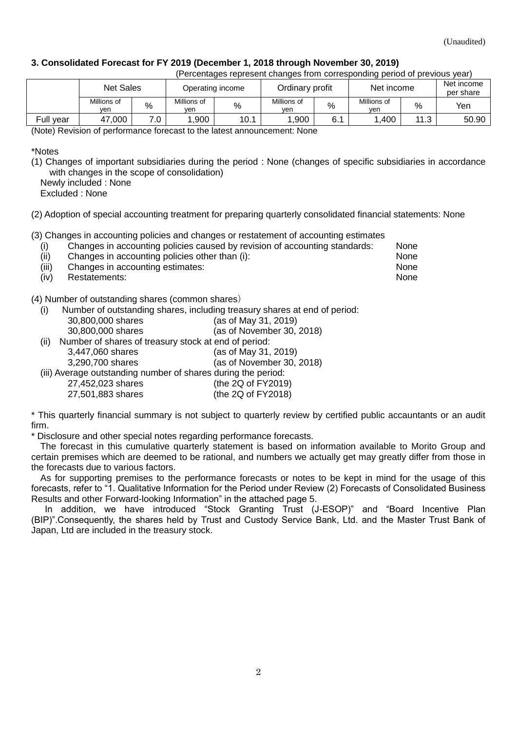(Unaudited)

### 3. Consolidated Forecast for FY 2019 (December 1, 2018 through November 30, 2019)

(Percentages represent changes from corresponding period of previous year)

| | Net Sales | | Operating income | | Ordinary profit | | Net income | | Net income per share |
|---|---|---|---|---|---|---|---|---|---|
| | Millions of yen | % | Millions of yen | % | Millions of yen | % | Millions of yen | % | Yen |
| Full year | 47,000 | 7.0 | 1,900 | 10.1 | 1,900 | 6.1 | 1,400 | 11.3 | 50.90 |

(Note) Revision of performance forecast to the latest announcement: None

*Notes

(1) Changes of important subsidiaries during the period : None (changes of specific subsidiaries in accordance with changes in the scope of consolidation)
Newly included : None
Excluded : None

(2) Adoption of special accounting treatment for preparing quarterly consolidated financial statements: None

(3) Changes in accounting policies and changes or restatement of accounting estimates

- (i) Changes in accounting policies caused by revision of accounting standards: None
- (ii) Changes in accounting policies other than (i): None
- (iii) Changes in accounting estimates: None
- (iv) Restatements: None

(4) Number of outstanding shares (common shares)

(i) Number of outstanding shares, including treasury shares at end of period:
30,800,000 shares (as of May 31, 2019)
30,800,000 shares (as of November 30, 2018)

(ii) Number of shares of treasury stock at end of period:
3,447,060 shares (as of May 31, 2019)
3,290,700 shares (as of November 30, 2018)

(iii) Average outstanding number of shares during the period:
27,452,023 shares (the 2Q of FY2019)
27,501,883 shares (the 2Q of FY2018)

* This quarterly financial summary is not subject to quarterly review by certified public accountants or an audit firm.

* Disclosure and other special notes regarding performance forecasts.

The forecast in this cumulative quarterly statement is based on information available to Morito Group and certain premises which are deemed to be rational, and numbers we actually get may greatly differ from those in the forecasts due to various factors.

As for supporting premises to the performance forecasts or notes to be kept in mind for the usage of this forecasts, refer to "1. Qualitative Information for the Period under Review (2) Forecasts of Consolidated Business Results and other Forward-looking Information" in the attached page 5.

In addition, we have introduced "Stock Granting Trust (J-ESOP)" and "Board Incentive Plan (BIP)".Consequently, the shares held by Trust and Custody Service Bank, Ltd. and the Master Trust Bank of Japan, Ltd are included in the treasury stock.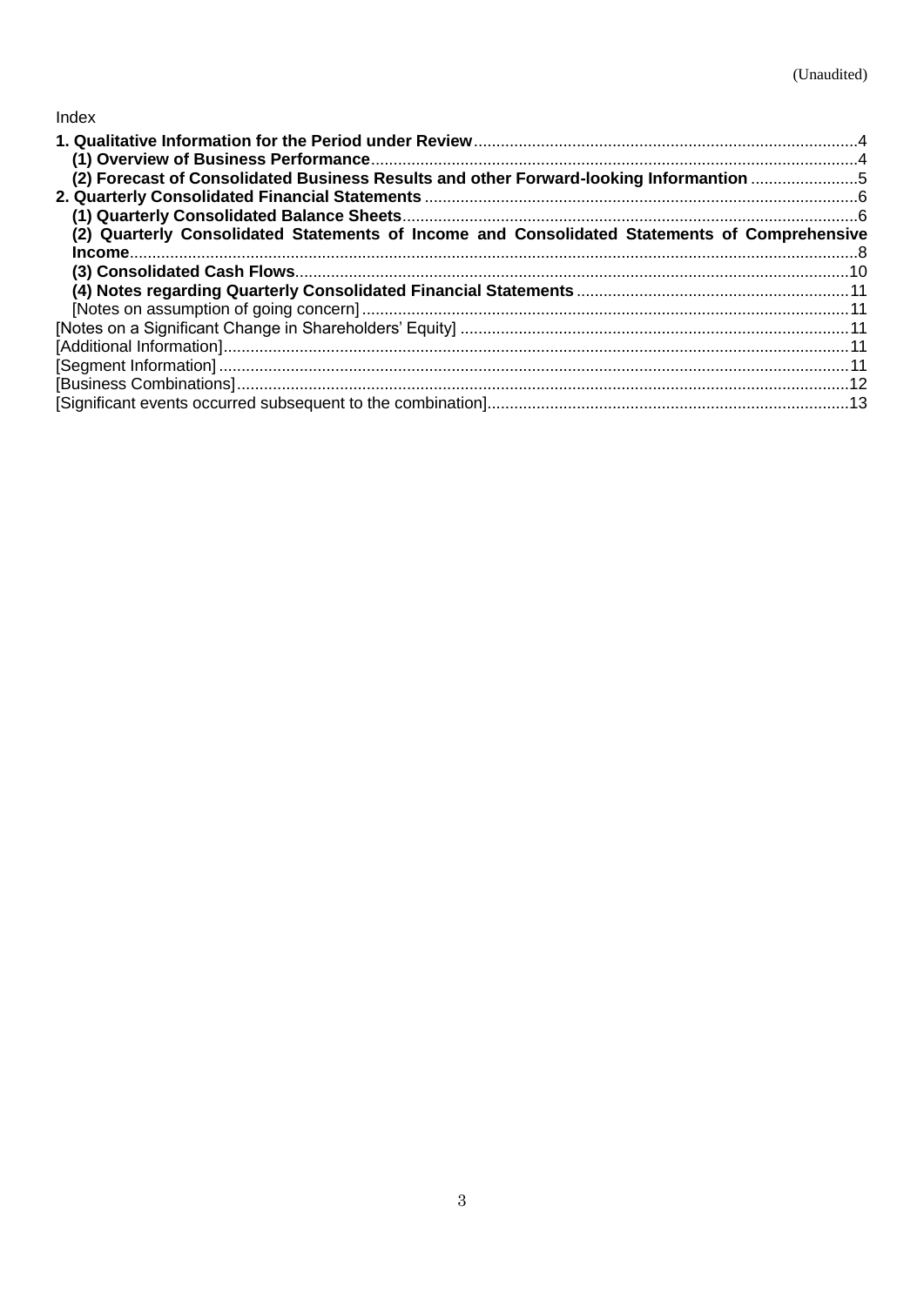(Unaudited)

Index

**1. Qualitative Information for the Period under Review**......4

**(1) Overview of Business Performance**......4

**(2) Forecast of Consolidated Business Results and other Forward-looking Informantion**......5

**2. Quarterly Consolidated Financial Statements**......6

**(1) Quarterly Consolidated Balance Sheets**......6

**(2) Quarterly Consolidated Statements of Income and Consolidated Statements of Comprehensive Income**......8

**(3) Consolidated Cash Flows**......10

**(4) Notes regarding Quarterly Consolidated Financial Statements**......11

[Notes on assumption of going concern]......11

[Notes on a Significant Change in Shareholders' Equity]......11

[Additional Information]......11

[Segment Information]......11

[Business Combinations]......12

[Significant events occurred subsequent to the combination]......13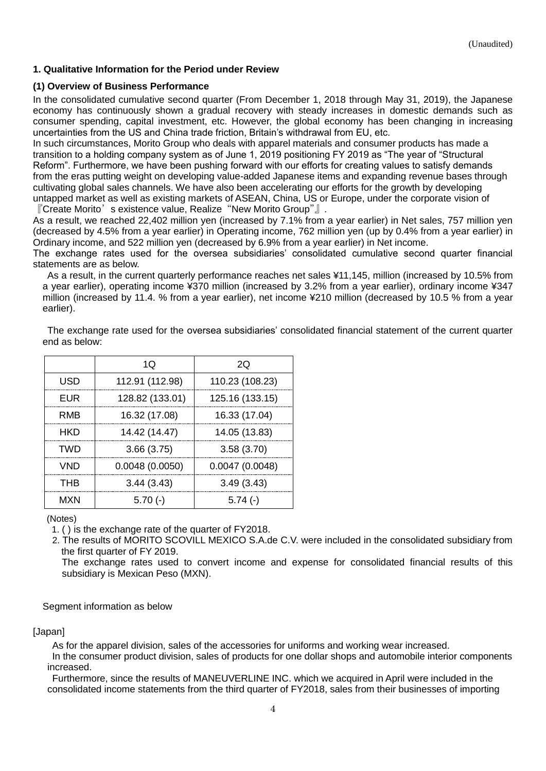(Unaudited)

## 1. Qualitative Information for the Period under Review

### (1) Overview of Business Performance

In the consolidated cumulative second quarter (From December 1, 2018 through May 31, 2019), the Japanese economy has continuously shown a gradual recovery with steady increases in domestic demands such as consumer spending, capital investment, etc. However, the global economy has been changing in increasing uncertainties from the US and China trade friction, Britain's withdrawal from EU, etc.

In such circumstances, Morito Group who deals with apparel materials and consumer products has made a transition to a holding company system as of June 1, 2019 positioning FY 2019 as "The year of "Structural Reform". Furthermore, we have been pushing forward with our efforts for creating values to satisfy demands from the eras putting weight on developing value-added Japanese items and expanding revenue bases through cultivating global sales channels. We have also been accelerating our efforts for the growth by developing untapped market as well as existing markets of ASEAN, China, US or Europe, under the corporate vision of 『Create Morito's existence value, Realize "New Morito Group"』.

As a result, we reached 22,402 million yen (increased by 7.1% from a year earlier) in Net sales, 757 million yen (decreased by 4.5% from a year earlier) in Operating income, 762 million yen (up by 0.4% from a year earlier) in Ordinary income, and 522 million yen (decreased by 6.9% from a year earlier) in Net income.

The exchange rates used for the oversea subsidiaries' consolidated cumulative second quarter financial statements are as below.

As a result, in the current quarterly performance reaches net sales ¥11,145, million (increased by 10.5% from a year earlier), operating income ¥370 million (increased by 3.2% from a year earlier), ordinary income ¥347 million (increased by 11.4. % from a year earlier), net income ¥210 million (decreased by 10.5 % from a year earlier).

The exchange rate used for the oversea subsidiaries' consolidated financial statement of the current quarter end as below:

| | 1Q | 2Q |
|---|---|---|
| USD | 112.91 (112.98) | 110.23 (108.23) |
| EUR | 128.82 (133.01) | 125.16 (133.15) |
| RMB | 16.32 (17.08) | 16.33 (17.04) |
| HKD | 14.42 (14.47) | 14.05 (13.83) |
| TWD | 3.66 (3.75) | 3.58 (3.70) |
| VND | 0.0048 (0.0050) | 0.0047 (0.0048) |
| THB | 3.44 (3.43) | 3.49 (3.43) |
| MXN | 5.70 (-) | 5.74 (-) |

(Notes)

1. ( ) is the exchange rate of the quarter of FY2018.
2. The results of MORITO SCOVILL MEXICO S.A.de C.V. were included in the consolidated subsidiary from the first quarter of FY 2019.
   The exchange rates used to convert income and expense for consolidated financial results of this subsidiary is Mexican Peso (MXN).

Segment information as below

[Japan]

As for the apparel division, sales of the accessories for uniforms and working wear increased.

In the consumer product division, sales of products for one dollar shops and automobile interior components increased.

Furthermore, since the results of MANEUVERLINE INC. which we acquired in April were included in the consolidated income statements from the third quarter of FY2018, sales from their businesses of importing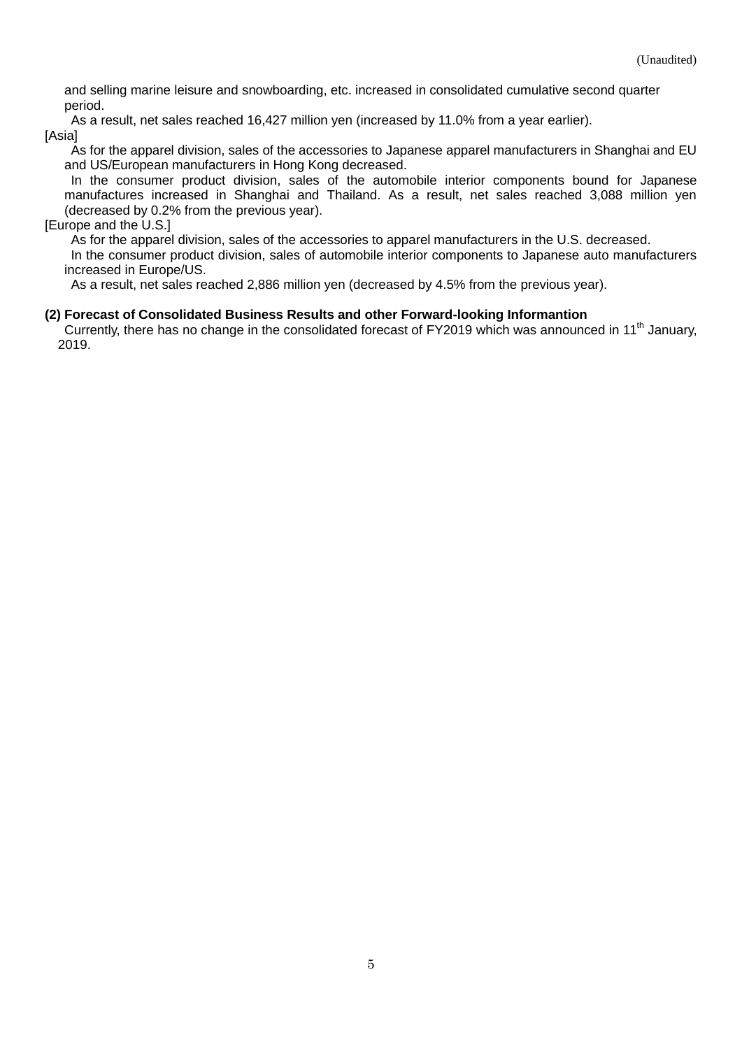and selling marine leisure and snowboarding, etc. increased in consolidated cumulative second quarter period.

As a result, net sales reached 16,427 million yen (increased by 11.0% from a year earlier).

[Asia]

As for the apparel division, sales of the accessories to Japanese apparel manufacturers in Shanghai and EU and US/European manufacturers in Hong Kong decreased.

In the consumer product division, sales of the automobile interior components bound for Japanese manufactures increased in Shanghai and Thailand. As a result, net sales reached 3,088 million yen (decreased by 0.2% from the previous year).

[Europe and the U.S.]

As for the apparel division, sales of the accessories to apparel manufacturers in the U.S. decreased.

In the consumer product division, sales of automobile interior components to Japanese auto manufacturers increased in Europe/US.

As a result, net sales reached 2,886 million yen (decreased by 4.5% from the previous year).

**(2) Forecast of Consolidated Business Results and other Forward-looking Informantion**

Currently, there has no change in the consolidated forecast of FY2019 which was announced in 11th January, 2019.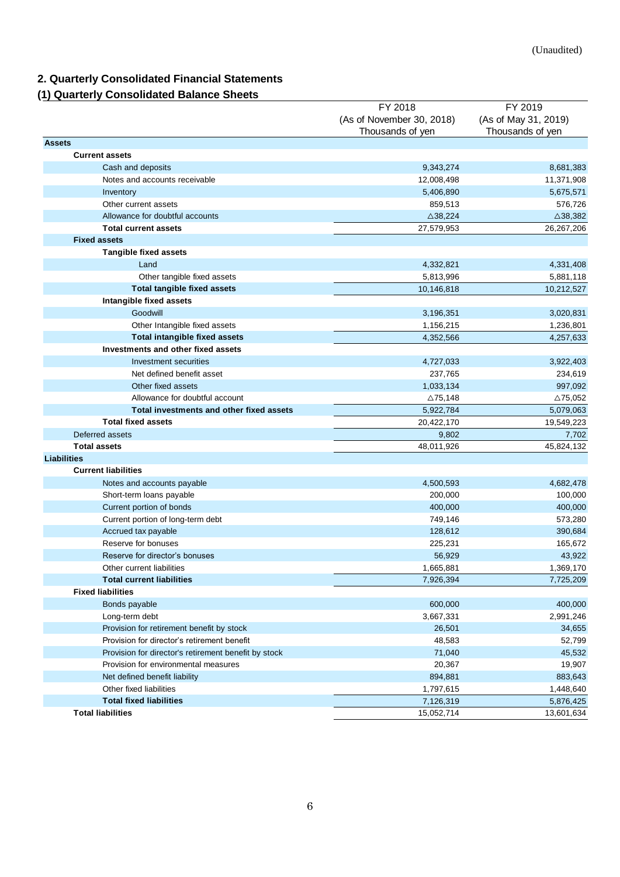(Unaudited)

## 2. Quarterly Consolidated Financial Statements

### (1) Quarterly Consolidated Balance Sheets

| | FY 2018 (As of November 30, 2018) Thousands of yen | FY 2019 (As of May 31, 2019) Thousands of yen |
|---|---|---|
| **Assets** | | |
| **Current assets** | | |
| Cash and deposits | 9,343,274 | 8,681,383 |
| Notes and accounts receivable | 12,008,498 | 11,371,908 |
| Inventory | 5,406,890 | 5,675,571 |
| Other current assets | 859,513 | 576,726 |
| Allowance for doubtful accounts | △38,224 | △38,382 |
| **Total current assets** | 27,579,953 | 26,267,206 |
| **Fixed assets** | | |
| **Tangible fixed assets** | | |
| Land | 4,332,821 | 4,331,408 |
| Other tangible fixed assets | 5,813,996 | 5,881,118 |
| **Total tangible fixed assets** | 10,146,818 | 10,212,527 |
| **Intangible fixed assets** | | |
| Goodwill | 3,196,351 | 3,020,831 |
| Other Intangible fixed assets | 1,156,215 | 1,236,801 |
| **Total intangible fixed assets** | 4,352,566 | 4,257,633 |
| **Investments and other fixed assets** | | |
| Investment securities | 4,727,033 | 3,922,403 |
| Net defined benefit asset | 237,765 | 234,619 |
| Other fixed assets | 1,033,134 | 997,092 |
| Allowance for doubtful account | △75,148 | △75,052 |
| **Total investments and other fixed assets** | 5,922,784 | 5,079,063 |
| **Total fixed assets** | 20,422,170 | 19,549,223 |
| Deferred assets | 9,802 | 7,702 |
| **Total assets** | 48,011,926 | 45,824,132 |
| **Liabilities** | | |
| **Current liabilities** | | |
| Notes and accounts payable | 4,500,593 | 4,682,478 |
| Short-term loans payable | 200,000 | 100,000 |
| Current portion of bonds | 400,000 | 400,000 |
| Current portion of long-term debt | 749,146 | 573,280 |
| Accrued tax payable | 128,612 | 390,684 |
| Reserve for bonuses | 225,231 | 165,672 |
| Reserve for director's bonuses | 56,929 | 43,922 |
| Other current liabilities | 1,665,881 | 1,369,170 |
| **Total current liabilities** | 7,926,394 | 7,725,209 |
| **Fixed liabilities** | | |
| Bonds payable | 600,000 | 400,000 |
| Long-term debt | 3,667,331 | 2,991,246 |
| Provision for retirement benefit by stock | 26,501 | 34,655 |
| Provision for director's retirement benefit | 48,583 | 52,799 |
| Provision for director's retirement benefit by stock | 71,040 | 45,532 |
| Provision for environmental measures | 20,367 | 19,907 |
| Net defined benefit liability | 894,881 | 883,643 |
| Other fixed liabilities | 1,797,615 | 1,448,640 |
| **Total fixed liabilities** | 7,126,319 | 5,876,425 |
| **Total liabilities** | 15,052,714 | 13,601,634 |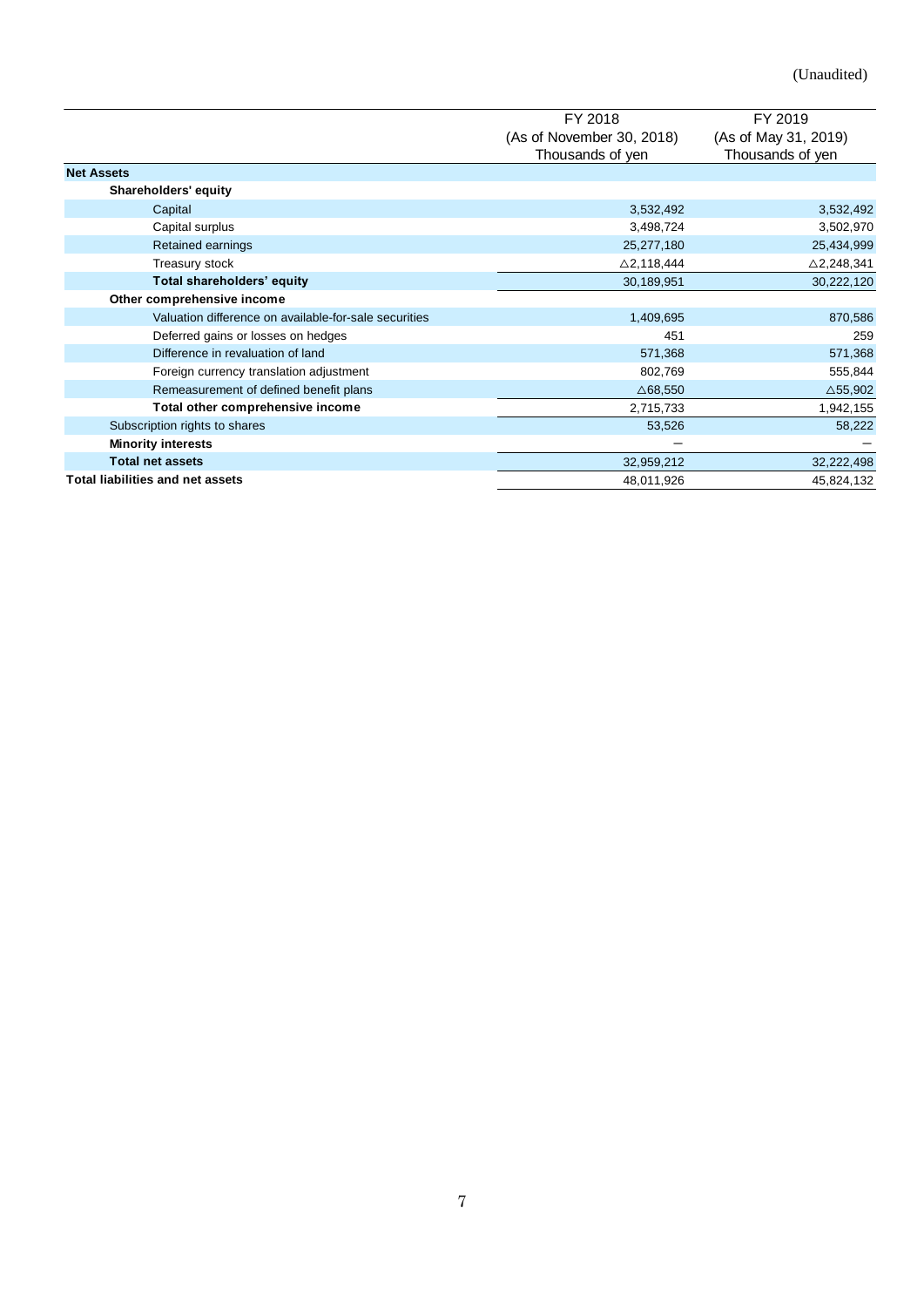(Unaudited)

| | FY 2018 (As of November 30, 2018) Thousands of yen | FY 2019 (As of May 31, 2019) Thousands of yen |
|---|---|---|
| **Net Assets** | | |
| **Shareholders' equity** | | |
| Capital | 3,532,492 | 3,532,492 |
| Capital surplus | 3,498,724 | 3,502,970 |
| Retained earnings | 25,277,180 | 25,434,999 |
| Treasury stock | △2,118,444 | △2,248,341 |
| **Total shareholders' equity** | 30,189,951 | 30,222,120 |
| **Other comprehensive income** | | |
| Valuation difference on available-for-sale securities | 1,409,695 | 870,586 |
| Deferred gains or losses on hedges | 451 | 259 |
| Difference in revaluation of land | 571,368 | 571,368 |
| Foreign currency translation adjustment | 802,769 | 555,844 |
| Remeasurement of defined benefit plans | △68,550 | △55,902 |
| **Total other comprehensive income** | 2,715,733 | 1,942,155 |
| Subscription rights to shares | 53,526 | 58,222 |
| **Minority interests** | − | − |
| **Total net assets** | 32,959,212 | 32,222,498 |
| **Total liabilities and net assets** | 48,011,926 | 45,824,132 |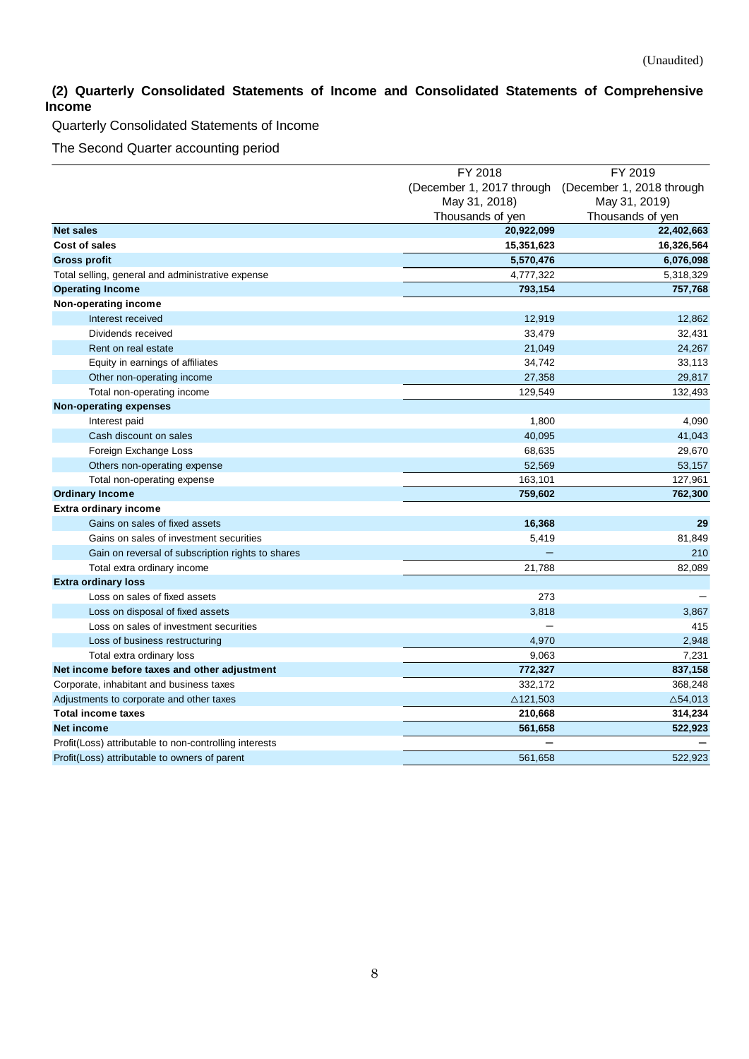(Unaudited)

## (2) Quarterly Consolidated Statements of Income and Consolidated Statements of Comprehensive Income

Quarterly Consolidated Statements of Income

The Second Quarter accounting period

| | FY 2018 (December 1, 2017 through May 31, 2018) Thousands of yen | FY 2019 (December 1, 2018 through May 31, 2019) Thousands of yen |
|---|---|---|
| **Net sales** | **20,922,099** | **22,402,663** |
| **Cost of sales** | **15,351,623** | **16,326,564** |
| **Gross profit** | **5,570,476** | **6,076,098** |
| Total selling, general and administrative expense | 4,777,322 | 5,318,329 |
| **Operating Income** | **793,154** | **757,768** |
| **Non-operating income** | | |
| Interest received | 12,919 | 12,862 |
| Dividends received | 33,479 | 32,431 |
| Rent on real estate | 21,049 | 24,267 |
| Equity in earnings of affiliates | 34,742 | 33,113 |
| Other non-operating income | 27,358 | 29,817 |
| Total non-operating income | 129,549 | 132,493 |
| **Non-operating expenses** | | |
| Interest paid | 1,800 | 4,090 |
| Cash discount on sales | 40,095 | 41,043 |
| Foreign Exchange Loss | 68,635 | 29,670 |
| Others non-operating expense | 52,569 | 53,157 |
| Total non-operating expense | 163,101 | 127,961 |
| **Ordinary Income** | **759,602** | **762,300** |
| **Extra ordinary income** | | |
| Gains on sales of fixed assets | **16,368** | **29** |
| Gains on sales of investment securities | 5,419 | 81,849 |
| Gain on reversal of subscription rights to shares | − | 210 |
| Total extra ordinary income | 21,788 | 82,089 |
| **Extra ordinary loss** | | |
| Loss on sales of fixed assets | 273 | − |
| Loss on disposal of fixed assets | 3,818 | 3,867 |
| Loss on sales of investment securities | − | 415 |
| Loss of business restructuring | 4,970 | 2,948 |
| Total extra ordinary loss | 9,063 | 7,231 |
| **Net income before taxes and other adjustment** | **772,327** | **837,158** |
| Corporate, inhabitant and business taxes | 332,172 | 368,248 |
| Adjustments to corporate and other taxes | △121,503 | △54,013 |
| **Total income taxes** | **210,668** | **314,234** |
| **Net income** | **561,658** | **522,923** |
| Profit(Loss) attributable to non-controlling interests | − | − |
| Profit(Loss) attributable to owners of parent | 561,658 | 522,923 |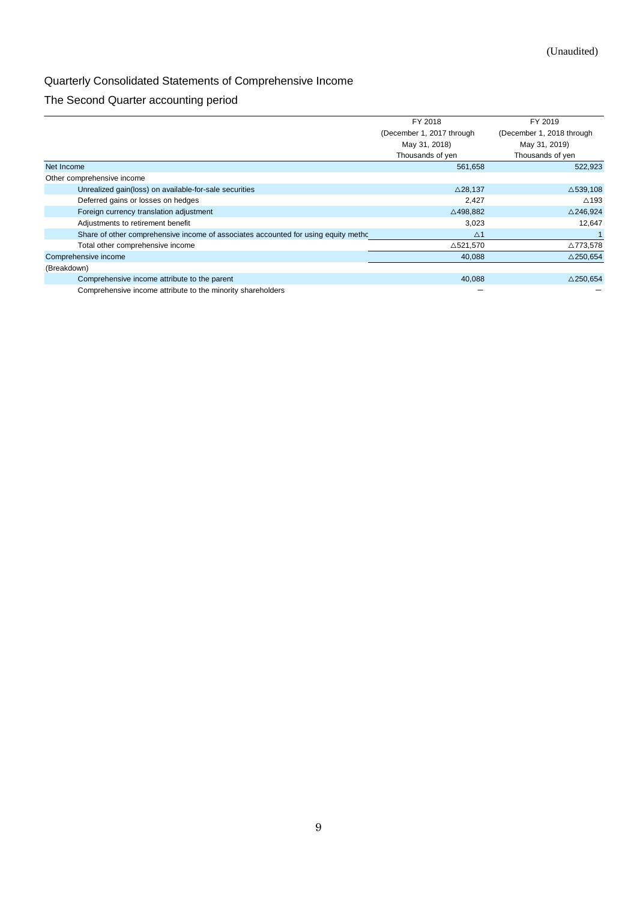(Unaudited)

## Quarterly Consolidated Statements of Comprehensive Income

### The Second Quarter accounting period

| | FY 2018 (December 1, 2017 through May 31, 2018) Thousands of yen | FY 2019 (December 1, 2018 through May 31, 2019) Thousands of yen |
|---|---|---|
| Net Income | 561,658 | 522,923 |
| Other comprehensive income | | |
| Unrealized gain(loss) on available-for-sale securities | △28,137 | △539,108 |
| Deferred gains or losses on hedges | 2,427 | △193 |
| Foreign currency translation adjustment | △498,882 | △246,924 |
| Adjustments to retirement benefit | 3,023 | 12,647 |
| Share of other comprehensive income of associates accounted for using equity metho | △1 | 1 |
| Total other comprehensive income | △521,570 | △773,578 |
| Comprehensive income | 40,088 | △250,654 |
| (Breakdown) | | |
| Comprehensive income attribute to the parent | 40,088 | △250,654 |
| Comprehensive income attribute to the minority shareholders | － | － |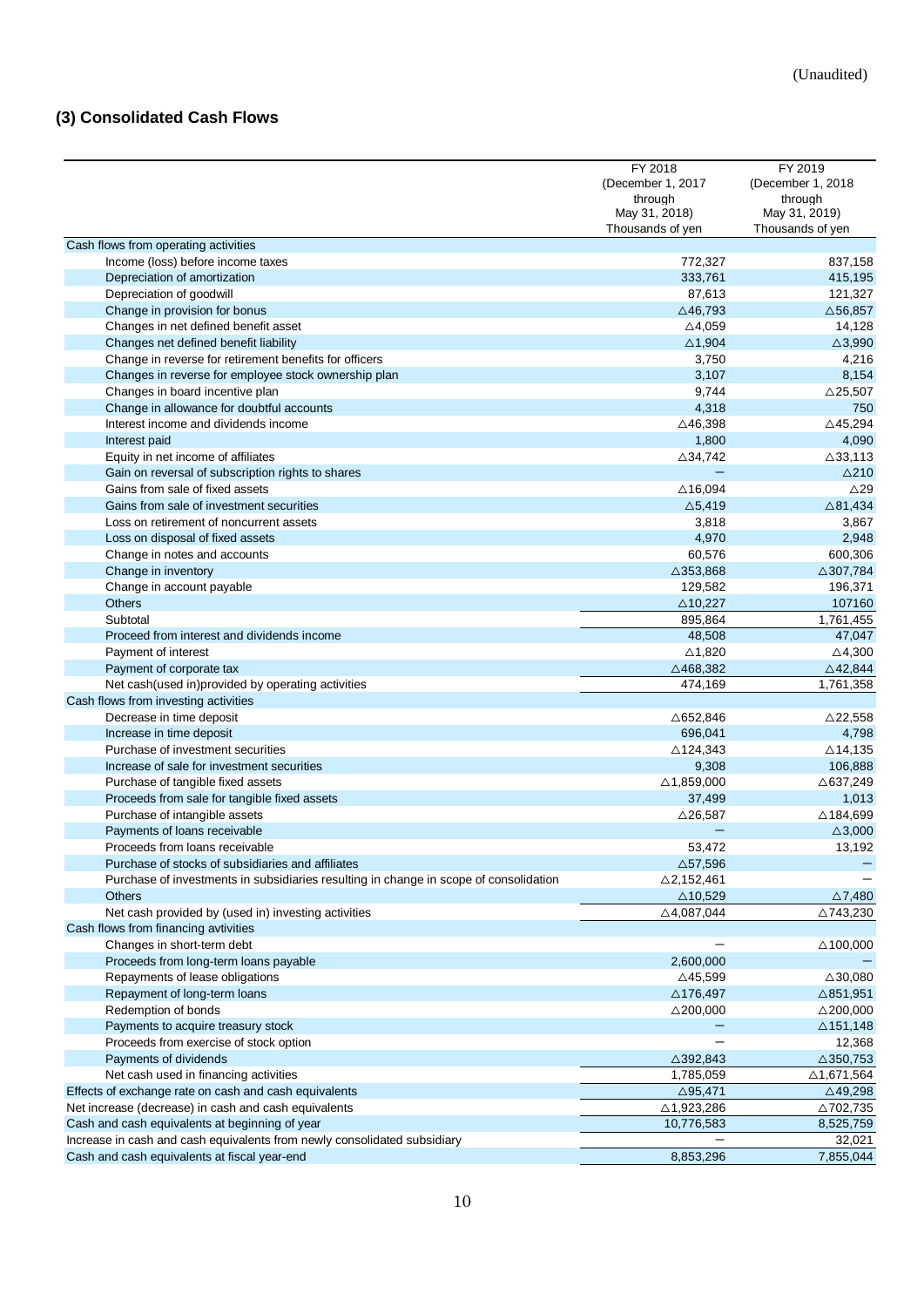(Unaudited)

## (3) Consolidated Cash Flows

| | FY 2018 (December 1, 2017 through May 31, 2018) Thousands of yen | FY 2019 (December 1, 2018 through May 31, 2019) Thousands of yen |
|---|---|---|
| Cash flows from operating activities | | |
| Income (loss) before income taxes | 772,327 | 837,158 |
| Depreciation of amortization | 333,761 | 415,195 |
| Depreciation of goodwill | 87,613 | 121,327 |
| Change in provision for bonus | △46,793 | △56,857 |
| Changes in net defined benefit asset | △4,059 | 14,128 |
| Changes net defined benefit liability | △1,904 | △3,990 |
| Change in reverse for retirement benefits for officers | 3,750 | 4,216 |
| Changes in reverse for employee stock ownership plan | 3,107 | 8,154 |
| Changes in board incentive plan | 9,744 | △25,507 |
| Change in allowance for doubtful accounts | 4,318 | 750 |
| Interest income and dividends income | △46,398 | △45,294 |
| Interest paid | 1,800 | 4,090 |
| Equity in net income of affiliates | △34,742 | △33,113 |
| Gain on reversal of subscription rights to shares | — | △210 |
| Gains from sale of fixed assets | △16,094 | △29 |
| Gains from sale of investment securities | △5,419 | △81,434 |
| Loss on retirement of noncurrent assets | 3,818 | 3,867 |
| Loss on disposal of fixed assets | 4,970 | 2,948 |
| Change in notes and accounts | 60,576 | 600,306 |
| Change in inventory | △353,868 | △307,784 |
| Change in account payable | 129,582 | 196,371 |
| Others | △10,227 | 107160 |
| Subtotal | 895,864 | 1,761,455 |
| Proceed from interest and dividends income | 48,508 | 47,047 |
| Payment of interest | △1,820 | △4,300 |
| Payment of corporate tax | △468,382 | △42,844 |
| Net cash(used in)provided by operating activities | 474,169 | 1,761,358 |
| Cash flows from investing activities | | |
| Decrease in time deposit | △652,846 | △22,558 |
| Increase in time deposit | 696,041 | 4,798 |
| Purchase of investment securities | △124,343 | △14,135 |
| Increase of sale for investment securities | 9,308 | 106,888 |
| Purchase of tangible fixed assets | △1,859,000 | △637,249 |
| Proceeds from sale for tangible fixed assets | 37,499 | 1,013 |
| Purchase of intangible assets | △26,587 | △184,699 |
| Payments of loans receivable | — | △3,000 |
| Proceeds from loans receivable | 53,472 | 13,192 |
| Purchase of stocks of subsidiaries and affiliates | △57,596 | — |
| Purchase of investments in subsidiaries resulting in change in scope of consolidation | △2,152,461 | — |
| Others | △10,529 | △7,480 |
| Net cash provided by (used in) investing activities | △4,087,044 | △743,230 |
| Cash flows from financing avtivities | | |
| Changes in short-term debt | — | △100,000 |
| Proceeds from long-term loans payable | 2,600,000 | — |
| Repayments of lease obligations | △45,599 | △30,080 |
| Repayment of long-term loans | △176,497 | △851,951 |
| Redemption of bonds | △200,000 | △200,000 |
| Payments to acquire treasury stock | — | △151,148 |
| Proceeds from exercise of stock option | — | 12,368 |
| Payments of dividends | △392,843 | △350,753 |
| Net cash used in financing activities | 1,785,059 | △1,671,564 |
| Effects of exchange rate on cash and cash equivalents | △95,471 | △49,298 |
| Net increase (decrease) in cash and cash equivalents | △1,923,286 | △702,735 |
| Cash and cash equivalents at beginning of year | 10,776,583 | 8,525,759 |
| Increase in cash and cash equivalents from newly consolidated subsidiary | — | 32,021 |
| Cash and cash equivalents at fiscal year-end | 8,853,296 | 7,855,044 |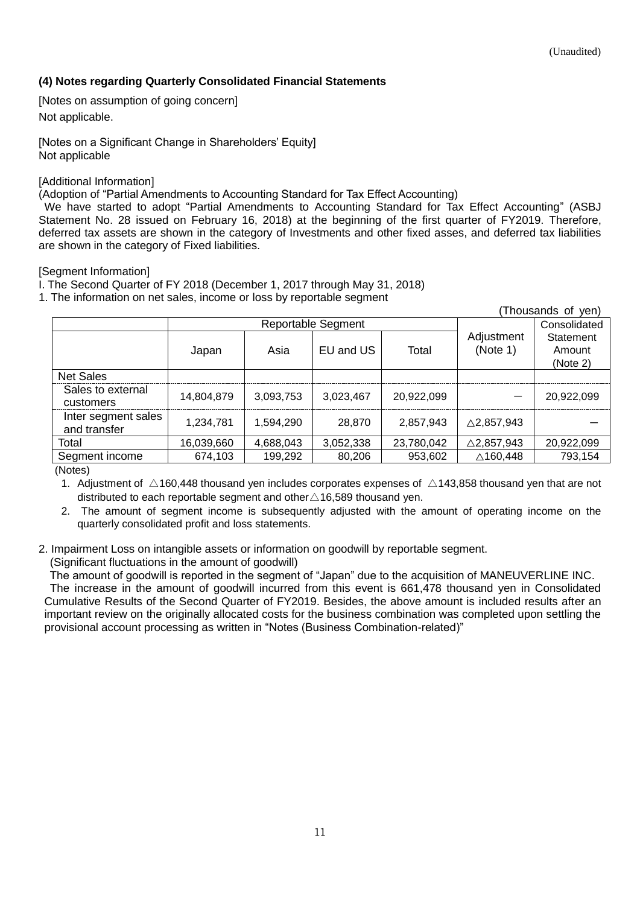(Unaudited)

### (4) Notes regarding Quarterly Consolidated Financial Statements

[Notes on assumption of going concern]

Not applicable.

[Notes on a Significant Change in Shareholders' Equity]
Not applicable

[Additional Information]
(Adoption of "Partial Amendments to Accounting Standard for Tax Effect Accounting)
We have started to adopt "Partial Amendments to Accounting Standard for Tax Effect Accounting" (ASBJ Statement No. 28 issued on February 16, 2018) at the beginning of the first quarter of FY2019. Therefore, deferred tax assets are shown in the category of Investments and other fixed asses, and deferred tax liabilities are shown in the category of Fixed liabilities.

[Segment Information]
I. The Second Quarter of FY 2018 (December 1, 2017 through May 31, 2018)
1. The information on net sales, income or loss by reportable segment

(Thousands of yen)

| | Reportable Segment | | | | Adjustment (Note 1) | Consolidated Statement Amount (Note 2) |
|---|---|---|---|---|---|---|
| | Japan | Asia | EU and US | Total | | |
| Net Sales | | | | | | |
| Sales to external customers | 14,804,879 | 3,093,753 | 3,023,467 | 20,922,099 | ― | 20,922,099 |
| Inter segment sales and transfer | 1,234,781 | 1,594,290 | 28,870 | 2,857,943 | △2,857,943 | ― |
| Total | 16,039,660 | 4,688,043 | 3,052,338 | 23,780,042 | △2,857,943 | 20,922,099 |
| Segment income | 674,103 | 199,292 | 80,206 | 953,602 | △160,448 | 793,154 |

(Notes)

1. Adjustment of △160,448 thousand yen includes corporates expenses of △143,858 thousand yen that are not distributed to each reportable segment and other△16,589 thousand yen.
2. The amount of segment income is subsequently adjusted with the amount of operating income on the quarterly consolidated profit and loss statements.

2. Impairment Loss on intangible assets or information on goodwill by reportable segment.
(Significant fluctuations in the amount of goodwill)
The amount of goodwill is reported in the segment of "Japan" due to the acquisition of MANEUVERLINE INC.
The increase in the amount of goodwill incurred from this event is 661,478 thousand yen in Consolidated Cumulative Results of the Second Quarter of FY2019. Besides, the above amount is included results after an important review on the originally allocated costs for the business combination was completed upon settling the provisional account processing as written in "Notes (Business Combination-related)"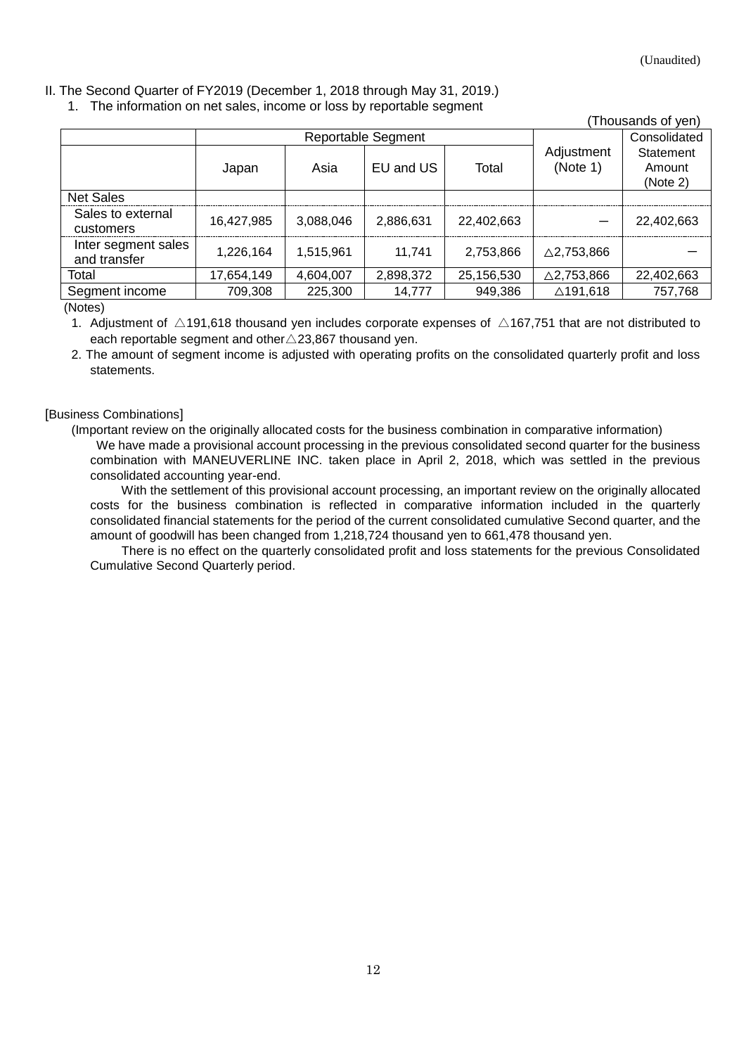(Unaudited)

II. The Second Quarter of FY2019 (December 1, 2018 through May 31, 2019.)

1. The information on net sales, income or loss by reportable segment

(Thousands of yen)

| | Reportable Segment | | | | Adjustment (Note 1) | Consolidated Statement Amount (Note 2) |
|---|---|---|---|---|---|---|
| | Japan | Asia | EU and US | Total | | |
| Net Sales | | | | | | |
| Sales to external customers | 16,427,985 | 3,088,046 | 2,886,631 | 22,402,663 | ー | 22,402,663 |
| Inter segment sales and transfer | 1,226,164 | 1,515,961 | 11,741 | 2,753,866 | △2,753,866 | ー |
| Total | 17,654,149 | 4,604,007 | 2,898,372 | 25,156,530 | △2,753,866 | 22,402,663 |
| Segment income | 709,308 | 225,300 | 14,777 | 949,386 | △191,618 | 757,768 |

(Notes)

1. Adjustment of △191,618 thousand yen includes corporate expenses of △167,751 that are not distributed to each reportable segment and other△23,867 thousand yen.
2. The amount of segment income is adjusted with operating profits on the consolidated quarterly profit and loss statements.

[Business Combinations]

(Important review on the originally allocated costs for the business combination in comparative information)

We have made a provisional account processing in the previous consolidated second quarter for the business combination with MANEUVERLINE INC. taken place in April 2, 2018, which was settled in the previous consolidated accounting year-end.

With the settlement of this provisional account processing, an important review on the originally allocated costs for the business combination is reflected in comparative information included in the quarterly consolidated financial statements for the period of the current consolidated cumulative Second quarter, and the amount of goodwill has been changed from 1,218,724 thousand yen to 661,478 thousand yen.

There is no effect on the quarterly consolidated profit and loss statements for the previous Consolidated Cumulative Second Quarterly period.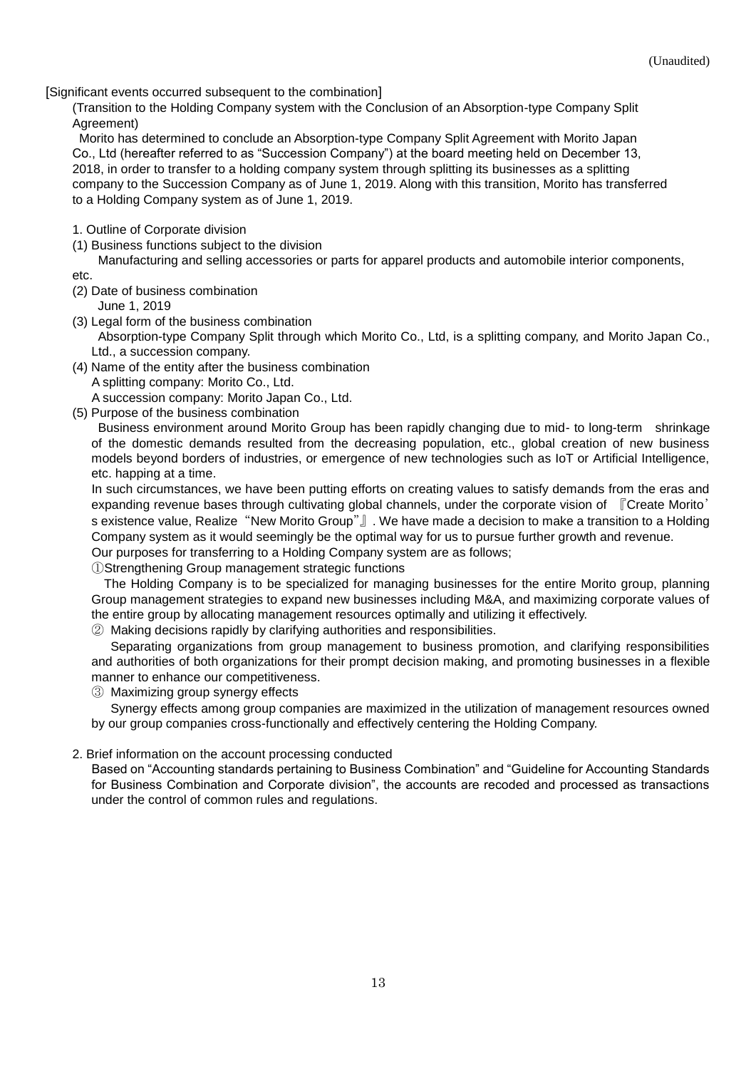(Unaudited)

[Significant events occurred subsequent to the combination]

(Transition to the Holding Company system with the Conclusion of an Absorption-type Company Split Agreement)

Morito has determined to conclude an Absorption-type Company Split Agreement with Morito Japan Co., Ltd (hereafter referred to as "Succession Company") at the board meeting held on December 13, 2018, in order to transfer to a holding company system through splitting its businesses as a splitting company to the Succession Company as of June 1, 2019. Along with this transition, Morito has transferred to a Holding Company system as of June 1, 2019.

1. Outline of Corporate division

(1) Business functions subject to the division

Manufacturing and selling accessories or parts for apparel products and automobile interior components, etc.

(2) Date of business combination

June 1, 2019

(3) Legal form of the business combination

Absorption-type Company Split through which Morito Co., Ltd, is a splitting company, and Morito Japan Co., Ltd., a succession company.

(4) Name of the entity after the business combination

A splitting company: Morito Co., Ltd.

A succession company: Morito Japan Co., Ltd.

(5) Purpose of the business combination

Business environment around Morito Group has been rapidly changing due to mid- to long-term shrinkage of the domestic demands resulted from the decreasing population, etc., global creation of new business models beyond borders of industries, or emergence of new technologies such as IoT or Artificial Intelligence, etc. happing at a time.

In such circumstances, we have been putting efforts on creating values to satisfy demands from the eras and expanding revenue bases through cultivating global channels, under the corporate vision of 『Create Morito's existence value, Realize "New Morito Group"』. We have made a decision to make a transition to a Holding Company system as it would seemingly be the optimal way for us to pursue further growth and revenue.

Our purposes for transferring to a Holding Company system are as follows;

①Strengthening Group management strategic functions

The Holding Company is to be specialized for managing businesses for the entire Morito group, planning Group management strategies to expand new businesses including M&A, and maximizing corporate values of the entire group by allocating management resources optimally and utilizing it effectively.

② Making decisions rapidly by clarifying authorities and responsibilities.

Separating organizations from group management to business promotion, and clarifying responsibilities and authorities of both organizations for their prompt decision making, and promoting businesses in a flexible manner to enhance our competitiveness.

③ Maximizing group synergy effects

Synergy effects among group companies are maximized in the utilization of management resources owned by our group companies cross-functionally and effectively centering the Holding Company.

2. Brief information on the account processing conducted

Based on "Accounting standards pertaining to Business Combination" and "Guideline for Accounting Standards for Business Combination and Corporate division", the accounts are recoded and processed as transactions under the control of common rules and regulations.